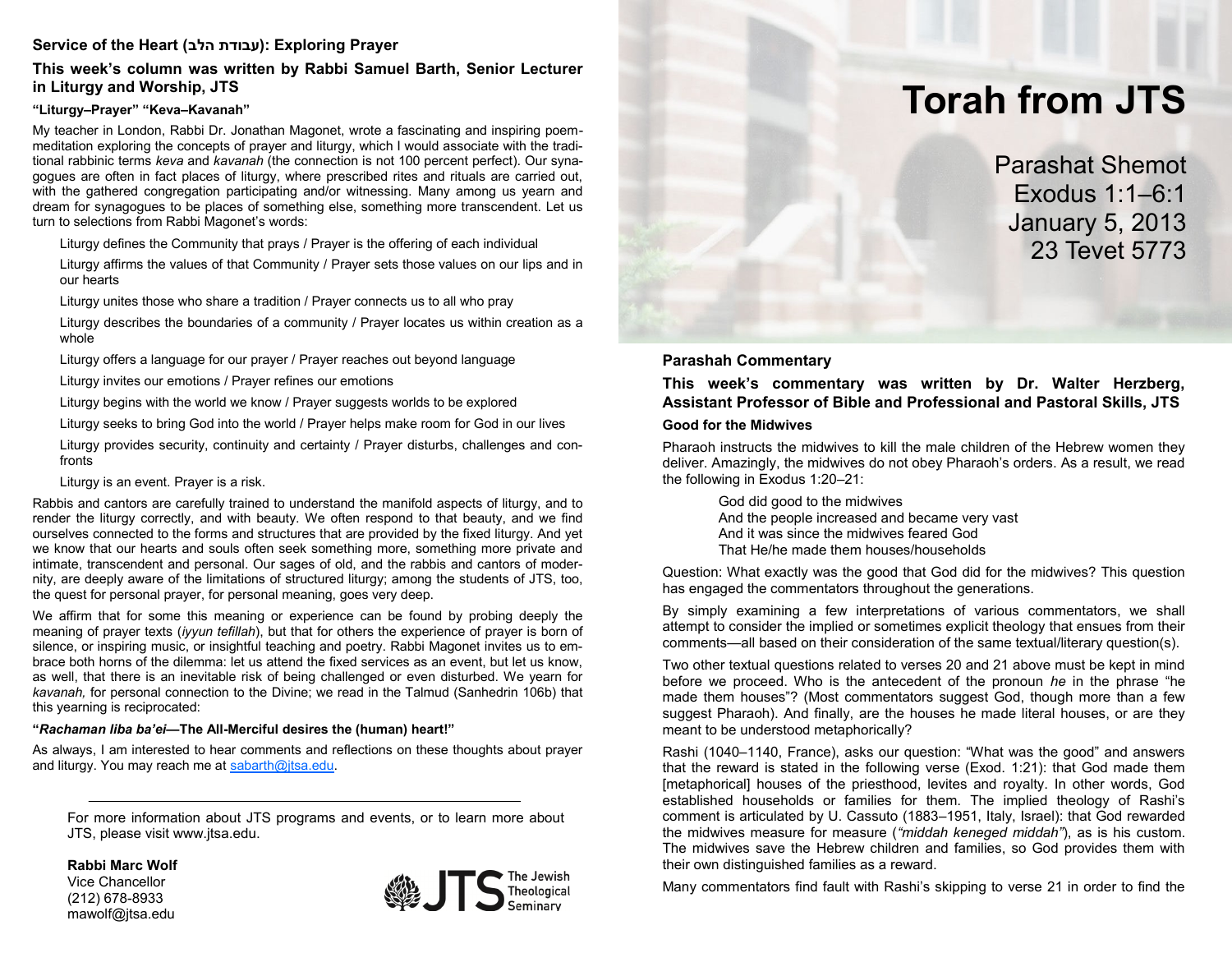# Torah from JTS

Parashat Shemot
Exodus 1:1–6:1
January 5, 2013
23 Tevet 5773

## Parashah Commentary

**This week's commentary was written by Dr. Walter Herzberg, Assistant Professor of Bible and Professional and Pastoral Skills, JTS**

### Good for the Midwives

Pharaoh instructs the midwives to kill the male children of the Hebrew women they deliver. Amazingly, the midwives do not obey Pharaoh's orders. As a result, we read the following in Exodus 1:20–21:

> God did good to the midwives
> And the people increased and became very vast
> And it was since the midwives feared God
> That He/he made them houses/households

Question: What exactly was the good that God did for the midwives? This question has engaged the commentators throughout the generations.

By simply examining a few interpretations of various commentators, we shall attempt to consider the implied or sometimes explicit theology that ensues from their comments—all based on their consideration of the same textual/literary question(s).

Two other textual questions related to verses 20 and 21 above must be kept in mind before we proceed. Who is the antecedent of the pronoun *he* in the phrase "he made them houses"? (Most commentators suggest God, though more than a few suggest Pharaoh). And finally, are the houses he made literal houses, or are they meant to be understood metaphorically?

Rashi (1040–1140, France), asks our question: "What was the good" and answers that the reward is stated in the following verse (Exod. 1:21): that God made them [metaphorical] houses of the priesthood, levites and royalty. In other words, God established households or families for them. The implied theology of Rashi's comment is articulated by U. Cassuto (1883–1951, Italy, Israel): that God rewarded the midwives measure for measure (*"middah keneged middah"*), as is his custom. The midwives save the Hebrew children and families, so God provides them with their own distinguished families as a reward.

Many commentators find fault with Rashi's skipping to verse 21 in order to find the

## Service of the Heart (עבודת הלב): Exploring Prayer

**This week's column was written by Rabbi Samuel Barth, Senior Lecturer in Liturgy and Worship, JTS**

### "Liturgy–Prayer" "Keva–Kavanah"

My teacher in London, Rabbi Dr. Jonathan Magonet, wrote a fascinating and inspiring poem-meditation exploring the concepts of prayer and liturgy, which I would associate with the traditional rabbinic terms *keva* and *kavanah* (the connection is not 100 percent perfect). Our synagogues are often in fact places of liturgy, where prescribed rites and rituals are carried out, with the gathered congregation participating and/or witnessing. Many among us yearn and dream for synagogues to be places of something else, something more transcendent. Let us turn to selections from Rabbi Magonet's words:

> Liturgy defines the Community that prays / Prayer is the offering of each individual
>
> Liturgy affirms the values of that Community / Prayer sets those values on our lips and in our hearts
>
> Liturgy unites those who share a tradition / Prayer connects us to all who pray
>
> Liturgy describes the boundaries of a community / Prayer locates us within creation as a whole
>
> Liturgy offers a language for our prayer / Prayer reaches out beyond language
>
> Liturgy invites our emotions / Prayer refines our emotions
>
> Liturgy begins with the world we know / Prayer suggests worlds to be explored
>
> Liturgy seeks to bring God into the world / Prayer helps make room for God in our lives
>
> Liturgy provides security, continuity and certainty / Prayer disturbs, challenges and confronts
>
> Liturgy is an event. Prayer is a risk.

Rabbis and cantors are carefully trained to understand the manifold aspects of liturgy, and to render the liturgy correctly, and with beauty. We often respond to that beauty, and we find ourselves connected to the forms and structures that are provided by the fixed liturgy. And yet we know that our hearts and souls often seek something more, something more private and intimate, transcendent and personal. Our sages of old, and the rabbis and cantors of modernity, are deeply aware of the limitations of structured liturgy; among the students of JTS, too, the quest for personal prayer, for personal meaning, goes very deep.

We affirm that for some this meaning or experience can be found by probing deeply the meaning of prayer texts (*iyyun tefillah*), but that for others the experience of prayer is born of silence, or inspiring music, or insightful teaching and poetry. Rabbi Magonet invites us to embrace both horns of the dilemma: let us attend the fixed services as an event, but let us know, as well, that there is an inevitable risk of being challenged or even disturbed. We yearn for *kavanah,* for personal connection to the Divine; we read in the Talmud (Sanhedrin 106b) that this yearning is reciprocated:

**"*Rachaman liba ba'ei*—The All-Merciful desires the (human) heart!"**

As always, I am interested to hear comments and reflections on these thoughts about prayer and liturgy. You may reach me at sabarth@jtsa.edu.

---

For more information about JTS programs and events, or to learn more about JTS, please visit www.jtsa.edu.

**Rabbi Marc Wolf**
Vice Chancellor
(212) 678-8933
mawolf@jtsa.edu

JTS The Jewish Theological Seminary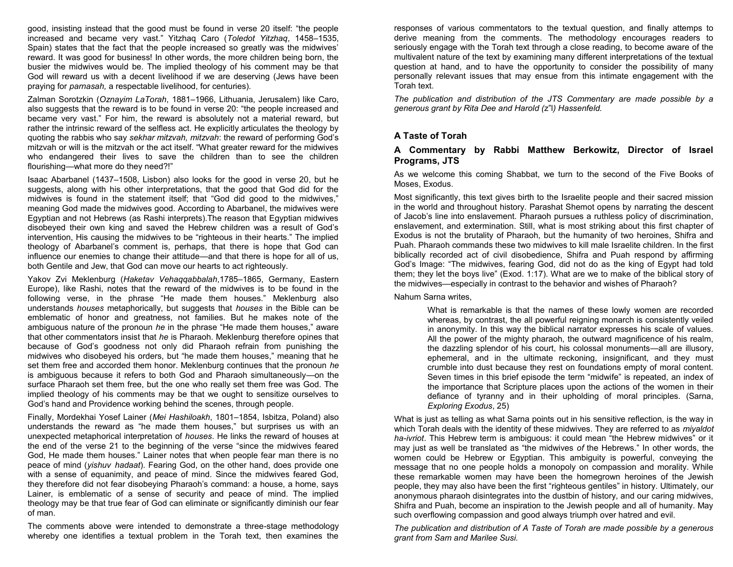good, insisting instead that the good must be found in verse 20 itself: "the people increased and became very vast." Yitzhaq Caro (*Toledot Yitzhaq*, 1458–1535, Spain) states that the fact that the people increased so greatly was the midwives' reward. It was good for business! In other words, the more children being born, the busier the midwives would be. The implied theology of his comment may be that God will reward us with a decent livelihood if we are deserving (Jews have been praying for *parnasah,* a respectable livelihood, for centuries).

Zalman Sorotzkin (*Oznayim LaTorah*, 1881–1966, Lithuania, Jerusalem) like Caro, also suggests that the reward is to be found in verse 20: "the people increased and became very vast." For him, the reward is absolutely not a material reward, but rather the intrinsic reward of the selfless act. He explicitly articulates the theology by quoting the rabbis who say *sekhar mitzvah, mitzvah*: the reward of performing God's mitzvah or will is the mitzvah or the act itself. "What greater reward for the midwives who endangered their lives to save the children than to see the children flourishing—what more do they need?!"

Isaac Abarbanel (1437–1508, Lisbon) also looks for the good in verse 20, but he suggests, along with his other interpretations, that the good that God did for the midwives is found in the statement itself; that "God did good to the midwives," meaning God made the midwives good. According to Abarbanel, the midwives were Egyptian and not Hebrews (as Rashi interprets).The reason that Egyptian midwives disobeyed their own king and saved the Hebrew children was a result of God's intervention, His causing the midwives to be "righteous in their hearts." The implied theology of Abarbanel's comment is, perhaps, that there is hope that God can influence our enemies to change their attitude—and that there is hope for all of us, both Gentile and Jew, that God can move our hearts to act righteously.

Yakov Zvi Meklenburg (*Haketav Vehaqqabbalah*,1785–1865, Germany, Eastern Europe), like Rashi, notes that the reward of the midwives is to be found in the following verse, in the phrase "He made them houses." Meklenburg also understands *houses* metaphorically, but suggests that *houses* in the Bible can be emblematic of honor and greatness, not families. But he makes note of the ambiguous nature of the pronoun *he* in the phrase "He made them houses," aware that other commentators insist that *he* is Pharaoh. Meklenburg therefore opines that because of God's goodness not only did Pharaoh refrain from punishing the midwives who disobeyed his orders, but "he made them houses," meaning that he set them free and accorded them honor. Meklenburg continues that the pronoun *he* is ambiguous because it refers to both God and Pharaoh simultaneously—on the surface Pharaoh set them free, but the one who really set them free was God. The implied theology of his comments may be that we ought to sensitize ourselves to God's hand and Providence working behind the scenes, through people.

Finally, Mordekhai Yosef Lainer (*Mei Hashiloakh*, 1801–1854, Isbitza, Poland) also understands the reward as "he made them houses," but surprises us with an unexpected metaphorical interpretation of *houses*. He links the reward of houses at the end of the verse 21 to the beginning of the verse "since the midwives feared God, He made them houses." Lainer notes that when people fear man there is no peace of mind (*yishuv hadaat*). Fearing God, on the other hand, does provide one with a sense of equanimity, and peace of mind. Since the midwives feared God, they therefore did not fear disobeying Pharaoh's command: a house, a home, says Lainer, is emblematic of a sense of security and peace of mind. The implied theology may be that true fear of God can eliminate or significantly diminish our fear of man.

The comments above were intended to demonstrate a three-stage methodology whereby one identifies a textual problem in the Torah text, then examines the responses of various commentators to the textual question, and finally attemps to derive meaning from the comments. The methodology encourages readers to seriously engage with the Torah text through a close reading, to become aware of the multivalent nature of the text by examining many different interpretations of the textual question at hand, and to have the opportunity to consider the possibility of many personally relevant issues that may ensue from this intimate engagement with the Torah text.

*The publication and distribution of the JTS Commentary are made possible by a generous grant by Rita Dee and Harold (z"l) Hassenfeld.*

## A Taste of Torah

### A Commentary by Rabbi Matthew Berkowitz, Director of Israel Programs, JTS

As we welcome this coming Shabbat, we turn to the second of the Five Books of Moses, Exodus.

Most significantly, this text gives birth to the Israelite people and their sacred mission in the world and throughout history. Parashat Shemot opens by narrating the descent of Jacob's line into enslavement. Pharaoh pursues a ruthless policy of discrimination, enslavement, and extermination. Still, what is most striking about this first chapter of Exodus is not the brutality of Pharaoh, but the humanity of two heroines, Shifra and Puah. Pharaoh commands these two midwives to kill male Israelite children. In the first biblically recorded act of civil disobedience, Shifra and Puah respond by affirming God's Image: "The midwives, fearing God, did not do as the king of Egypt had told them; they let the boys live" (Exod. 1:17). What are we to make of the biblical story of the midwives—especially in contrast to the behavior and wishes of Pharaoh?

Nahum Sarna writes,

> What is remarkable is that the names of these lowly women are recorded whereas, by contrast, the all powerful reigning monarch is consistently veiled in anonymity. In this way the biblical narrator expresses his scale of values. All the power of the mighty pharaoh, the outward magnificence of his realm, the dazzling splendor of his court, his colossal monuments—all are illusory, ephemeral, and in the ultimate reckoning, insignificant, and they must crumble into dust because they rest on foundations empty of moral content. Seven times in this brief episode the term "midwife" is repeated, an index of the importance that Scripture places upon the actions of the women in their defiance of tyranny and in their upholding of moral principles. (Sarna, *Exploring Exodus*, 25)

What is just as telling as what Sarna points out in his sensitive reflection, is the way in which Torah deals with the identity of these midwives. They are referred to as *miyaldot ha-ivriot*. This Hebrew term is ambiguous: it could mean "the Hebrew midwives" or it may just as well be translated as "the midwives *of* the Hebrews." In other words, the women could be Hebrew or Egyptian. This ambiguity is powerful, conveying the message that no one people holds a monopoly on compassion and morality. While these remarkable women may have been the homegrown heroines of the Jewish people, they may also have been the first "righteous gentiles" in history. Ultimately, our anonymous pharaoh disintegrates into the dustbin of history, and our caring midwives, Shifra and Puah, become an inspiration to the Jewish people and all of humanity. May such overflowing compassion and good always triumph over hatred and evil.

*The publication and distribution of A Taste of Torah are made possible by a generous grant from Sam and Marilee Susi.*